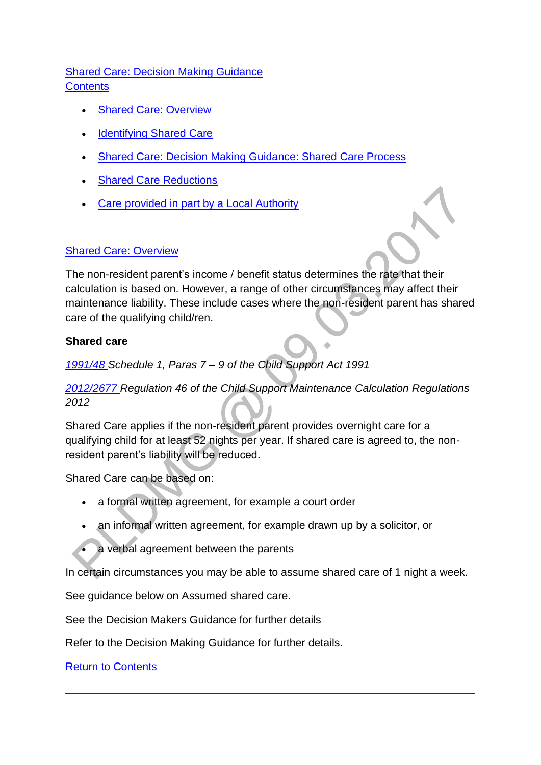Shared Care: Decision Making Guidance
Contents

- Shared Care: Overview
- Identifying Shared Care
- Shared Care: Decision Making Guidance: Shared Care Process
- Shared Care Reductions
- Care provided in part by a Local Authority

---

## Shared Care: Overview

The non-resident parent's income / benefit status determines the rate that their calculation is based on. However, a range of other circumstances may affect their maintenance liability. These include cases where the non-resident parent has shared care of the qualifying child/ren.

**Shared care**

*1991/48 Schedule 1, Paras 7 – 9 of the Child Support Act 1991*

*2012/2677 Regulation 46 of the Child Support Maintenance Calculation Regulations 2012*

Shared Care applies if the non-resident parent provides overnight care for a qualifying child for at least 52 nights per year. If shared care is agreed to, the non-resident parent's liability will be reduced.

Shared Care can be based on:

- a formal written agreement, for example a court order
- an informal written agreement, for example drawn up by a solicitor, or
- a verbal agreement between the parents

In certain circumstances you may be able to assume shared care of 1 night a week.

See guidance below on Assumed shared care.

See the Decision Makers Guidance for further details

Refer to the Decision Making Guidance for further details.

Return to Contents

---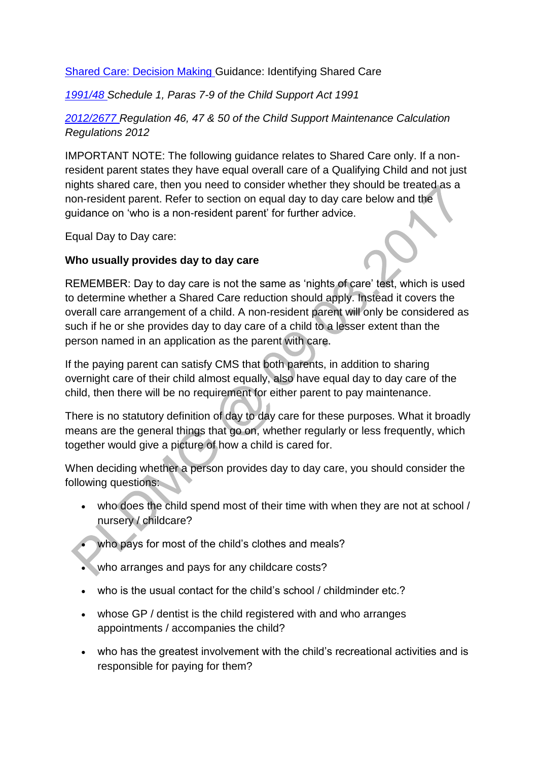Shared Care: Decision Making Guidance: Identifying Shared Care

*1991/48 Schedule 1, Paras 7-9 of the Child Support Act 1991*

*2012/2677 Regulation 46, 47 & 50 of the Child Support Maintenance Calculation Regulations 2012*

IMPORTANT NOTE: The following guidance relates to Shared Care only. If a non-resident parent states they have equal overall care of a Qualifying Child and not just nights shared care, then you need to consider whether they should be treated as a non-resident parent. Refer to section on equal day to day care below and the guidance on 'who is a non-resident parent' for further advice.

Equal Day to Day care:

**Who usually provides day to day care**

REMEMBER: Day to day care is not the same as 'nights of care' test, which is used to determine whether a Shared Care reduction should apply. Instead it covers the overall care arrangement of a child. A non-resident parent will only be considered as such if he or she provides day to day care of a child to a lesser extent than the person named in an application as the parent with care.

If the paying parent can satisfy CMS that both parents, in addition to sharing overnight care of their child almost equally, also have equal day to day care of the child, then there will be no requirement for either parent to pay maintenance.

There is no statutory definition of day to day care for these purposes. What it broadly means are the general things that go on, whether regularly or less frequently, which together would give a picture of how a child is cared for.

When deciding whether a person provides day to day care, you should consider the following questions:

- who does the child spend most of their time with when they are not at school / nursery / childcare?
- who pays for most of the child's clothes and meals?
- who arranges and pays for any childcare costs?
- who is the usual contact for the child's school / childminder etc.?
- whose GP / dentist is the child registered with and who arranges appointments / accompanies the child?
- who has the greatest involvement with the child's recreational activities and is responsible for paying for them?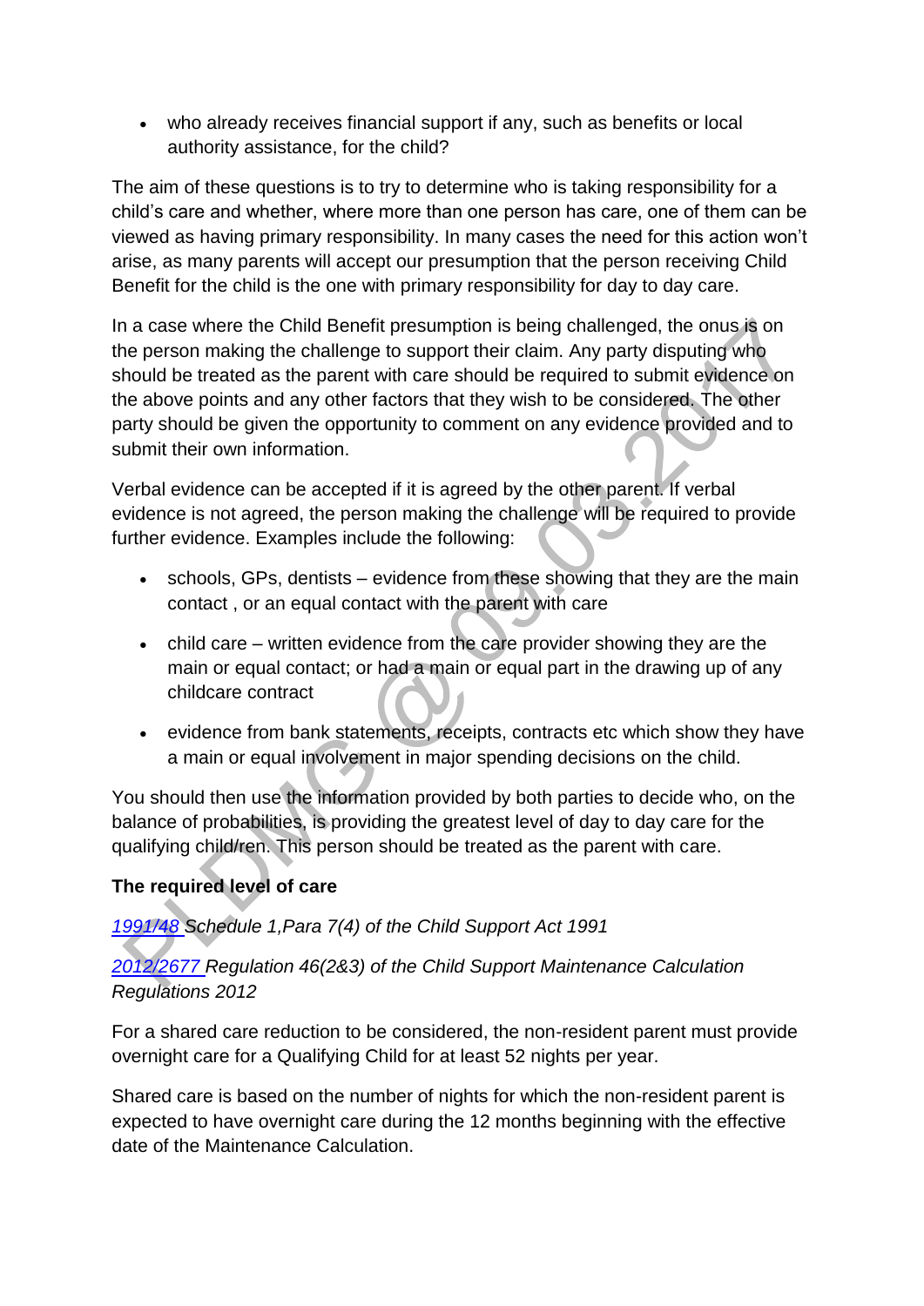- who already receives financial support if any, such as benefits or local authority assistance, for the child?

The aim of these questions is to try to determine who is taking responsibility for a child's care and whether, where more than one person has care, one of them can be viewed as having primary responsibility. In many cases the need for this action won't arise, as many parents will accept our presumption that the person receiving Child Benefit for the child is the one with primary responsibility for day to day care.

In a case where the Child Benefit presumption is being challenged, the onus is on the person making the challenge to support their claim. Any party disputing who should be treated as the parent with care should be required to submit evidence on the above points and any other factors that they wish to be considered. The other party should be given the opportunity to comment on any evidence provided and to submit their own information.

Verbal evidence can be accepted if it is agreed by the other parent. If verbal evidence is not agreed, the person making the challenge will be required to provide further evidence. Examples include the following:

- schools, GPs, dentists – evidence from these showing that they are the main contact , or an equal contact with the parent with care
- child care – written evidence from the care provider showing they are the main or equal contact; or had a main or equal part in the drawing up of any childcare contract
- evidence from bank statements, receipts, contracts etc which show they have a main or equal involvement in major spending decisions on the child.

You should then use the information provided by both parties to decide who, on the balance of probabilities, is providing the greatest level of day to day care for the qualifying child/ren. This person should be treated as the parent with care.

**The required level of care**

*1991/48 Schedule 1,Para 7(4) of the Child Support Act 1991*

*2012/2677 Regulation 46(2&3) of the Child Support Maintenance Calculation Regulations 2012*

For a shared care reduction to be considered, the non-resident parent must provide overnight care for a Qualifying Child for at least 52 nights per year.

Shared care is based on the number of nights for which the non-resident parent is expected to have overnight care during the 12 months beginning with the effective date of the Maintenance Calculation.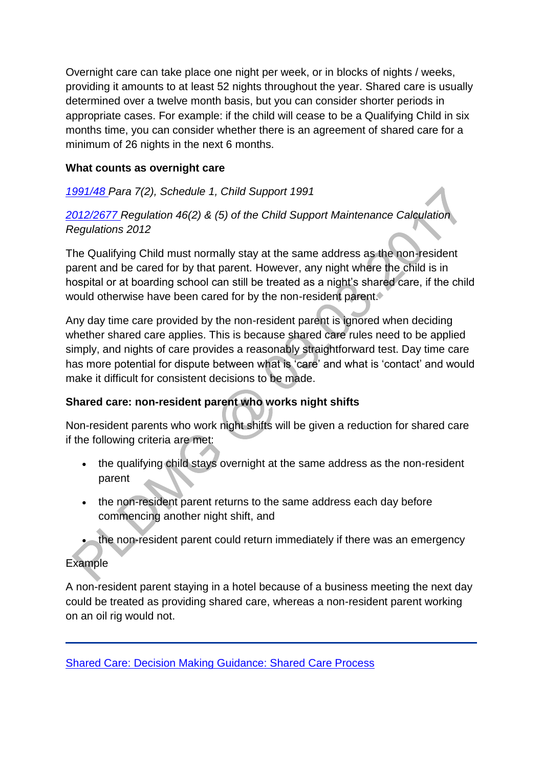Overnight care can take place one night per week, or in blocks of nights / weeks, providing it amounts to at least 52 nights throughout the year. Shared care is usually determined over a twelve month basis, but you can consider shorter periods in appropriate cases. For example: if the child will cease to be a Qualifying Child in six months time, you can consider whether there is an agreement of shared care for a minimum of 26 nights in the next 6 months.

**What counts as overnight care**

*1991/48 Para 7(2), Schedule 1, Child Support 1991*

*2012/2677 Regulation 46(2) & (5) of the Child Support Maintenance Calculation Regulations 2012*

The Qualifying Child must normally stay at the same address as the non-resident parent and be cared for by that parent. However, any night where the child is in hospital or at boarding school can still be treated as a night's shared care, if the child would otherwise have been cared for by the non-resident parent.

Any day time care provided by the non-resident parent is ignored when deciding whether shared care applies. This is because shared care rules need to be applied simply, and nights of care provides a reasonably straightforward test. Day time care has more potential for dispute between what is 'care' and what is 'contact' and would make it difficult for consistent decisions to be made.

**Shared care: non-resident parent who works night shifts**

Non-resident parents who work night shifts will be given a reduction for shared care if the following criteria are met:

- the qualifying child stays overnight at the same address as the non-resident parent
- the non-resident parent returns to the same address each day before commencing another night shift, and
- the non-resident parent could return immediately if there was an emergency

Example

A non-resident parent staying in a hotel because of a business meeting the next day could be treated as providing shared care, whereas a non-resident parent working on an oil rig would not.

---

Shared Care: Decision Making Guidance: Shared Care Process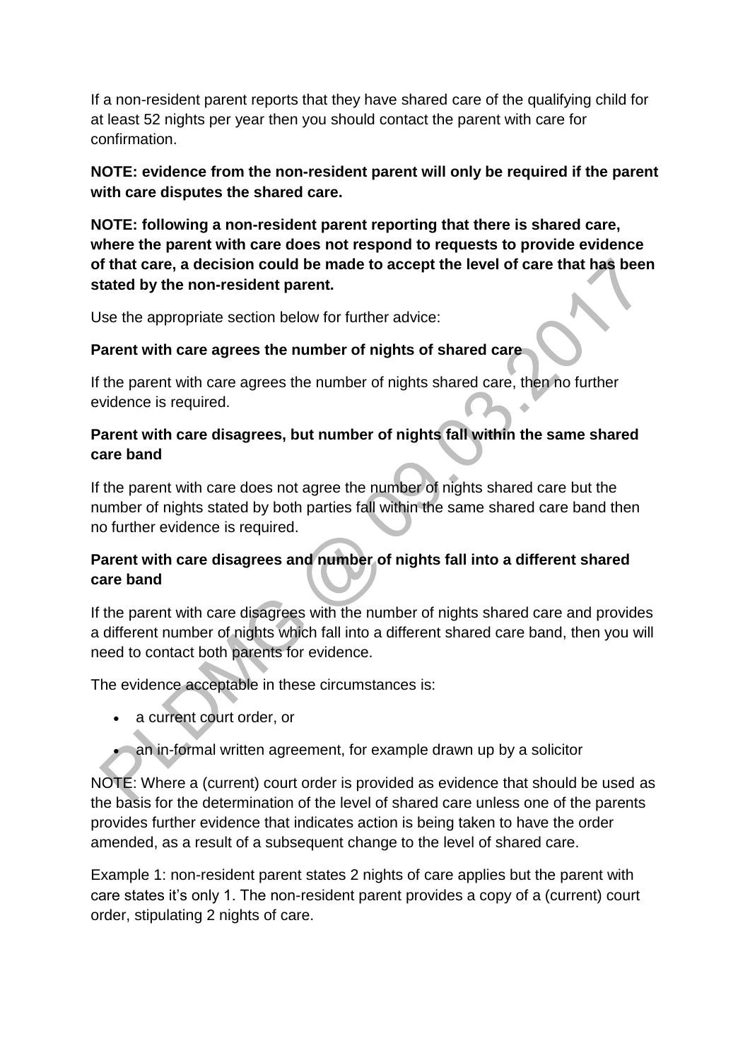If a non-resident parent reports that they have shared care of the qualifying child for at least 52 nights per year then you should contact the parent with care for confirmation.

**NOTE: evidence from the non-resident parent will only be required if the parent with care disputes the shared care.**

**NOTE: following a non-resident parent reporting that there is shared care, where the parent with care does not respond to requests to provide evidence of that care, a decision could be made to accept the level of care that has been stated by the non-resident parent.**

Use the appropriate section below for further advice:

**Parent with care agrees the number of nights of shared care**

If the parent with care agrees the number of nights shared care, then no further evidence is required.

**Parent with care disagrees, but number of nights fall within the same shared care band**

If the parent with care does not agree the number of nights shared care but the number of nights stated by both parties fall within the same shared care band then no further evidence is required.

**Parent with care disagrees and number of nights fall into a different shared care band**

If the parent with care disagrees with the number of nights shared care and provides a different number of nights which fall into a different shared care band, then you will need to contact both parents for evidence.

The evidence acceptable in these circumstances is:

- a current court order, or
- an in-formal written agreement, for example drawn up by a solicitor

NOTE: Where a (current) court order is provided as evidence that should be used as the basis for the determination of the level of shared care unless one of the parents provides further evidence that indicates action is being taken to have the order amended, as a result of a subsequent change to the level of shared care.

Example 1: non-resident parent states 2 nights of care applies but the parent with care states it's only 1. The non-resident parent provides a copy of a (current) court order, stipulating 2 nights of care.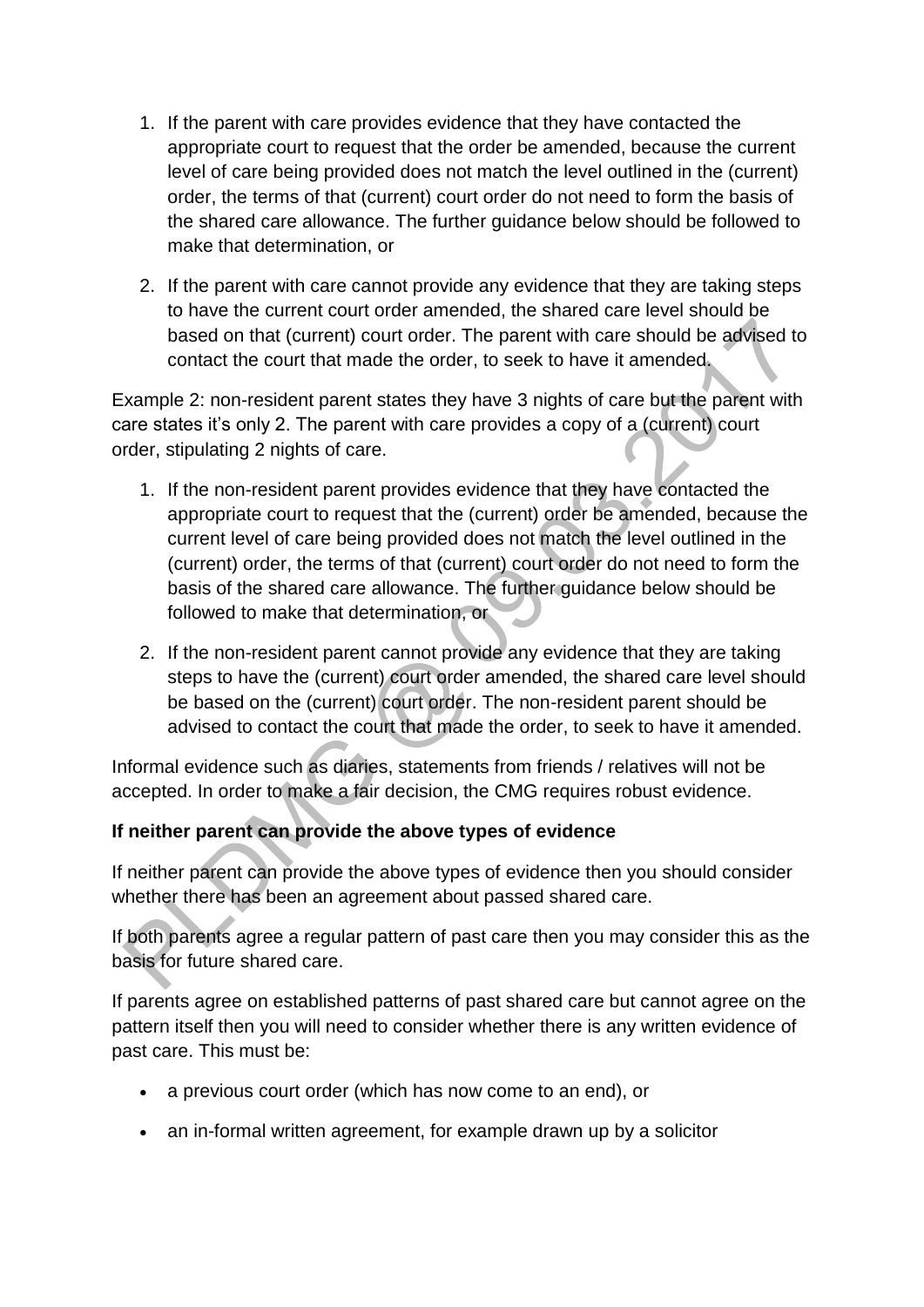1. If the parent with care provides evidence that they have contacted the appropriate court to request that the order be amended, because the current level of care being provided does not match the level outlined in the (current) order, the terms of that (current) court order do not need to form the basis of the shared care allowance. The further guidance below should be followed to make that determination, or

2. If the parent with care cannot provide any evidence that they are taking steps to have the current court order amended, the shared care level should be based on that (current) court order. The parent with care should be advised to contact the court that made the order, to seek to have it amended.

Example 2: non-resident parent states they have 3 nights of care but the parent with care states it's only 2. The parent with care provides a copy of a (current) court order, stipulating 2 nights of care.

1. If the non-resident parent provides evidence that they have contacted the appropriate court to request that the (current) order be amended, because the current level of care being provided does not match the level outlined in the (current) order, the terms of that (current) court order do not need to form the basis of the shared care allowance. The further guidance below should be followed to make that determination, or

2. If the non-resident parent cannot provide any evidence that they are taking steps to have the (current) court order amended, the shared care level should be based on the (current) court order. The non-resident parent should be advised to contact the court that made the order, to seek to have it amended.

Informal evidence such as diaries, statements from friends / relatives will not be accepted. In order to make a fair decision, the CMG requires robust evidence.

**If neither parent can provide the above types of evidence**

If neither parent can provide the above types of evidence then you should consider whether there has been an agreement about passed shared care.

If both parents agree a regular pattern of past care then you may consider this as the basis for future shared care.

If parents agree on established patterns of past shared care but cannot agree on the pattern itself then you will need to consider whether there is any written evidence of past care. This must be:

- a previous court order (which has now come to an end), or
- an in-formal written agreement, for example drawn up by a solicitor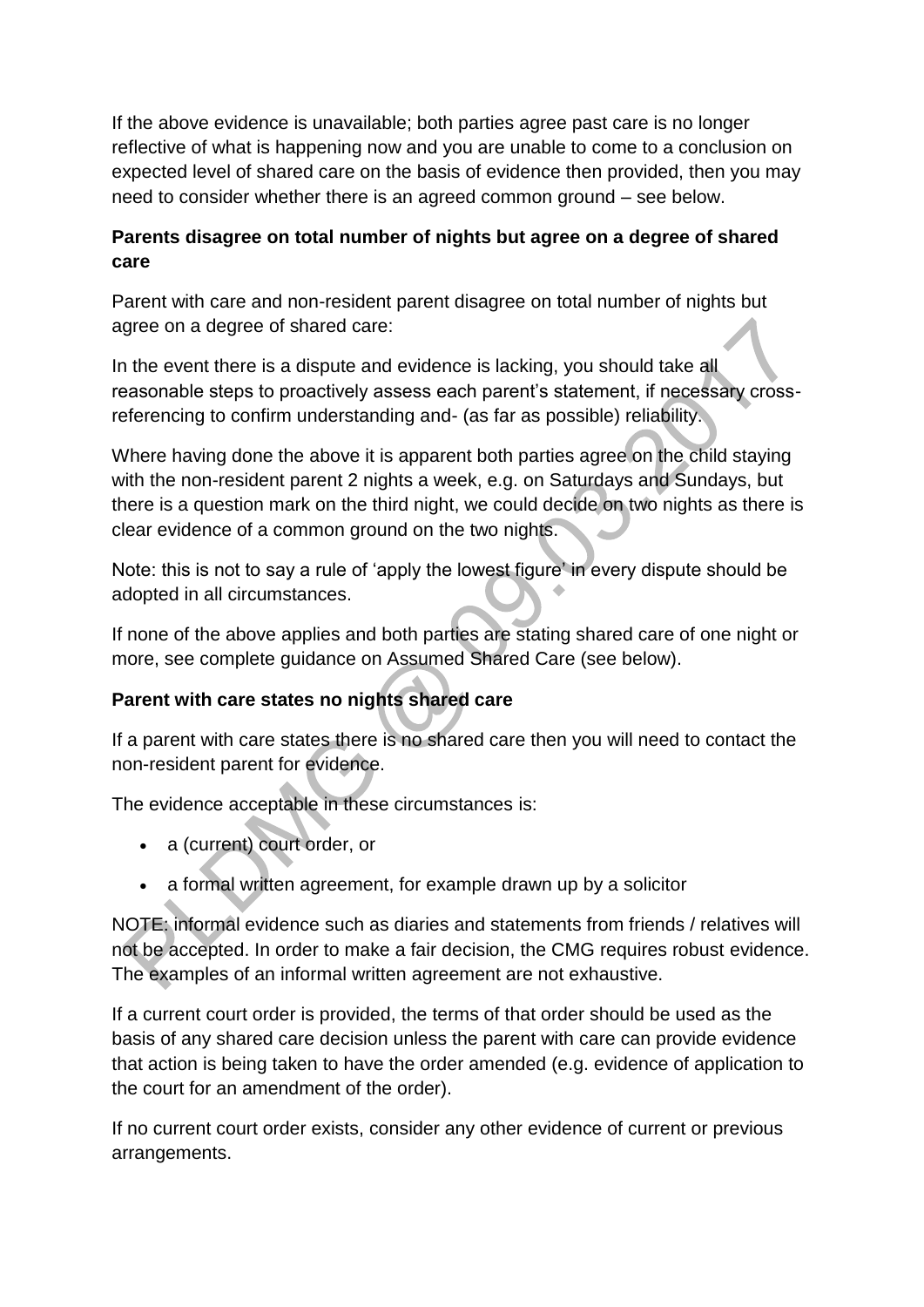If the above evidence is unavailable; both parties agree past care is no longer reflective of what is happening now and you are unable to come to a conclusion on expected level of shared care on the basis of evidence then provided, then you may need to consider whether there is an agreed common ground – see below.

**Parents disagree on total number of nights but agree on a degree of shared care**

Parent with care and non-resident parent disagree on total number of nights but agree on a degree of shared care:

In the event there is a dispute and evidence is lacking, you should take all reasonable steps to proactively assess each parent's statement, if necessary cross-referencing to confirm understanding and- (as far as possible) reliability.

Where having done the above it is apparent both parties agree on the child staying with the non-resident parent 2 nights a week, e.g. on Saturdays and Sundays, but there is a question mark on the third night, we could decide on two nights as there is clear evidence of a common ground on the two nights.

Note: this is not to say a rule of 'apply the lowest figure' in every dispute should be adopted in all circumstances.

If none of the above applies and both parties are stating shared care of one night or more, see complete guidance on Assumed Shared Care (see below).

**Parent with care states no nights shared care**

If a parent with care states there is no shared care then you will need to contact the non-resident parent for evidence.

The evidence acceptable in these circumstances is:

- a (current) court order, or
- a formal written agreement, for example drawn up by a solicitor

NOTE: informal evidence such as diaries and statements from friends / relatives will not be accepted. In order to make a fair decision, the CMG requires robust evidence. The examples of an informal written agreement are not exhaustive.

If a current court order is provided, the terms of that order should be used as the basis of any shared care decision unless the parent with care can provide evidence that action is being taken to have the order amended (e.g. evidence of application to the court for an amendment of the order).

If no current court order exists, consider any other evidence of current or previous arrangements.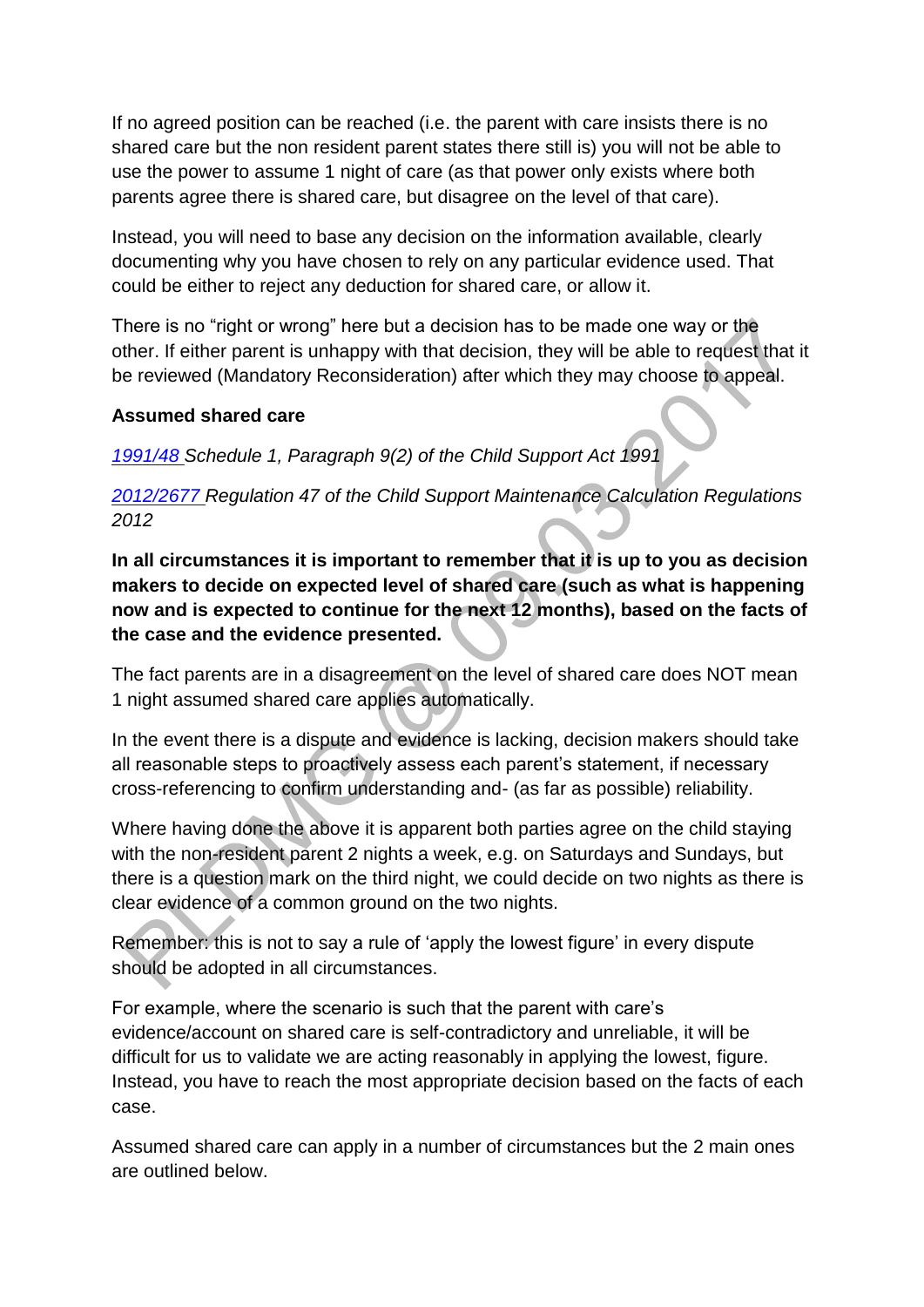If no agreed position can be reached (i.e. the parent with care insists there is no shared care but the non resident parent states there still is) you will not be able to use the power to assume 1 night of care (as that power only exists where both parents agree there is shared care, but disagree on the level of that care).

Instead, you will need to base any decision on the information available, clearly documenting why you have chosen to rely on any particular evidence used. That could be either to reject any deduction for shared care, or allow it.

There is no "right or wrong" here but a decision has to be made one way or the other. If either parent is unhappy with that decision, they will be able to request that it be reviewed (Mandatory Reconsideration) after which they may choose to appeal.

**Assumed shared care**

*1991/48 Schedule 1, Paragraph 9(2) of the Child Support Act 1991*

*2012/2677 Regulation 47 of the Child Support Maintenance Calculation Regulations 2012*

**In all circumstances it is important to remember that it is up to you as decision makers to decide on expected level of shared care (such as what is happening now and is expected to continue for the next 12 months), based on the facts of the case and the evidence presented.**

The fact parents are in a disagreement on the level of shared care does NOT mean 1 night assumed shared care applies automatically.

In the event there is a dispute and evidence is lacking, decision makers should take all reasonable steps to proactively assess each parent's statement, if necessary cross-referencing to confirm understanding and- (as far as possible) reliability.

Where having done the above it is apparent both parties agree on the child staying with the non-resident parent 2 nights a week, e.g. on Saturdays and Sundays, but there is a question mark on the third night, we could decide on two nights as there is clear evidence of a common ground on the two nights.

Remember: this is not to say a rule of 'apply the lowest figure' in every dispute should be adopted in all circumstances.

For example, where the scenario is such that the parent with care's evidence/account on shared care is self-contradictory and unreliable, it will be difficult for us to validate we are acting reasonably in applying the lowest, figure. Instead, you have to reach the most appropriate decision based on the facts of each case.

Assumed shared care can apply in a number of circumstances but the 2 main ones are outlined below.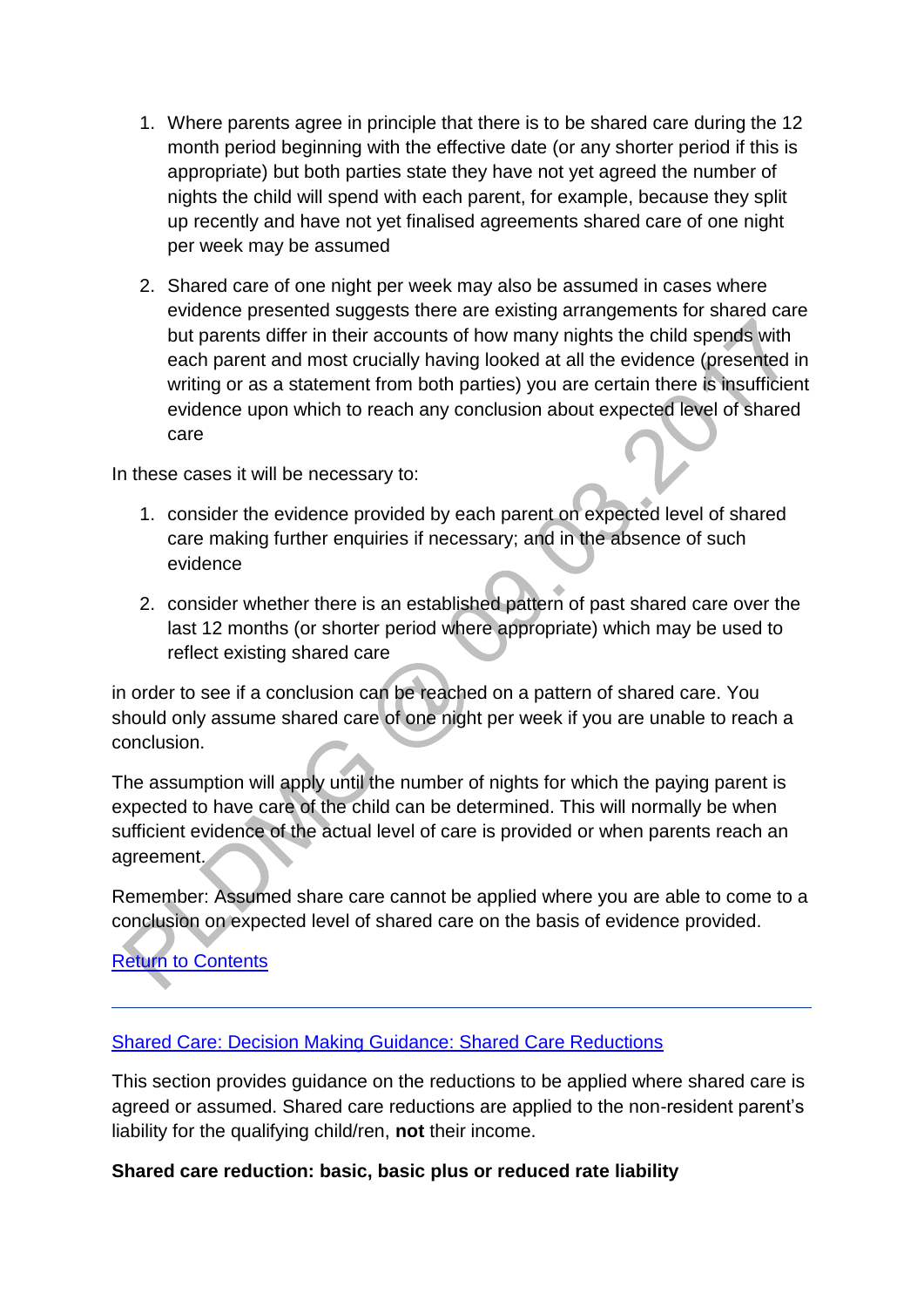1. Where parents agree in principle that there is to be shared care during the 12 month period beginning with the effective date (or any shorter period if this is appropriate) but both parties state they have not yet agreed the number of nights the child will spend with each parent, for example, because they split up recently and have not yet finalised agreements shared care of one night per week may be assumed

2. Shared care of one night per week may also be assumed in cases where evidence presented suggests there are existing arrangements for shared care but parents differ in their accounts of how many nights the child spends with each parent and most crucially having looked at all the evidence (presented in writing or as a statement from both parties) you are certain there is insufficient evidence upon which to reach any conclusion about expected level of shared care

In these cases it will be necessary to:

1. consider the evidence provided by each parent on expected level of shared care making further enquiries if necessary; and in the absence of such evidence

2. consider whether there is an established pattern of past shared care over the last 12 months (or shorter period where appropriate) which may be used to reflect existing shared care

in order to see if a conclusion can be reached on a pattern of shared care. You should only assume shared care of one night per week if you are unable to reach a conclusion.

The assumption will apply until the number of nights for which the paying parent is expected to have care of the child can be determined. This will normally be when sufficient evidence of the actual level of care is provided or when parents reach an agreement.

Remember: Assumed share care cannot be applied where you are able to come to a conclusion on expected level of shared care on the basis of evidence provided.

[Return to Contents]

---

[Shared Care: Decision Making Guidance: Shared Care Reductions]

This section provides guidance on the reductions to be applied where shared care is agreed or assumed. Shared care reductions are applied to the non-resident parent's liability for the qualifying child/ren, **not** their income.

**Shared care reduction: basic, basic plus or reduced rate liability**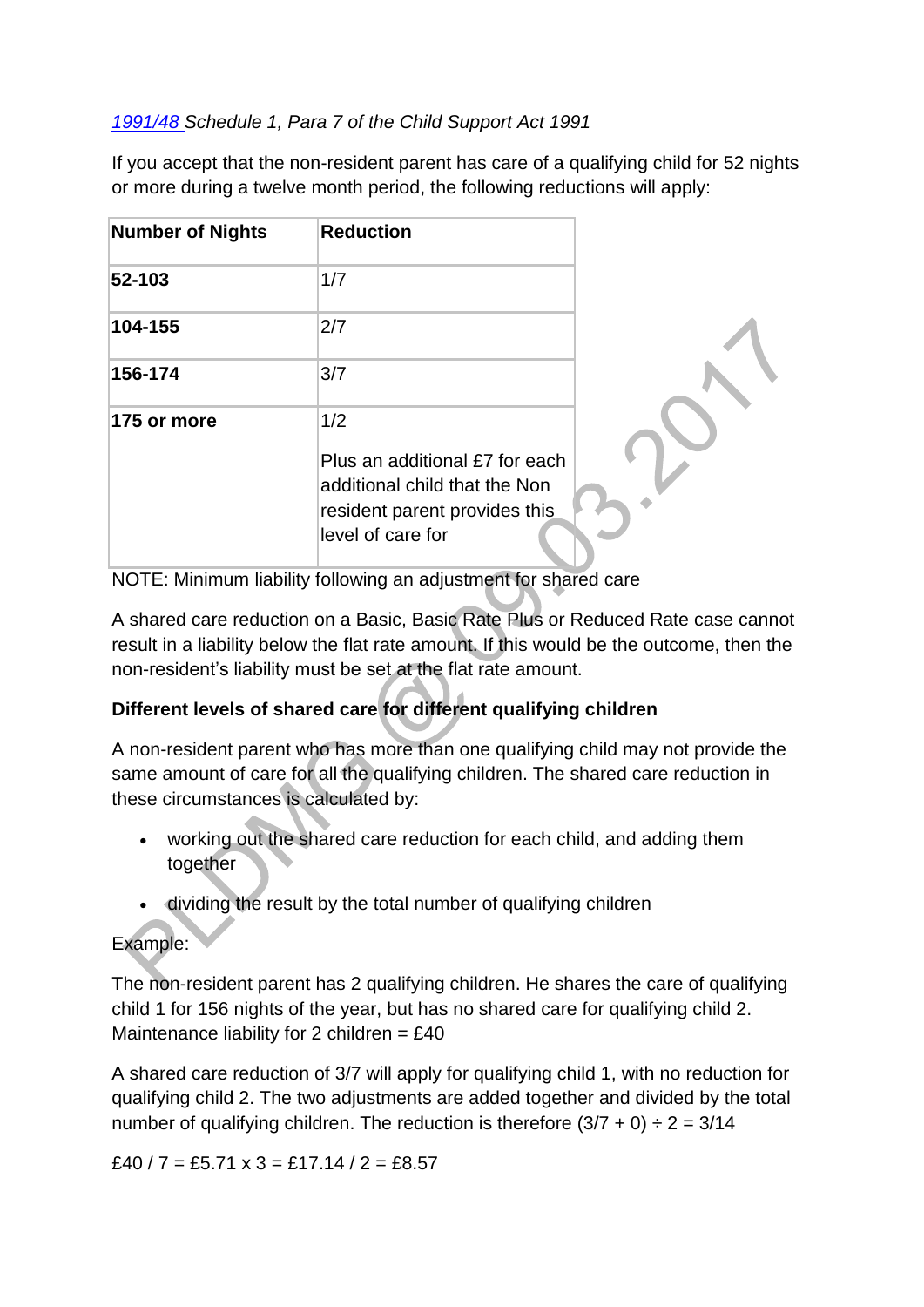*1991/48 Schedule 1, Para 7 of the Child Support Act 1991*

If you accept that the non-resident parent has care of a qualifying child for 52 nights or more during a twelve month period, the following reductions will apply:

| **Number of Nights** | **Reduction** |
|---|---|
| **52-103** | 1/7 |
| **104-155** | 2/7 |
| **156-174** | 3/7 |
| **175 or more** | 1/2<br><br>Plus an additional £7 for each additional child that the Non resident parent provides this level of care for |

NOTE: Minimum liability following an adjustment for shared care

A shared care reduction on a Basic, Basic Rate Plus or Reduced Rate case cannot result in a liability below the flat rate amount. If this would be the outcome, then the non-resident's liability must be set at the flat rate amount.

**Different levels of shared care for different qualifying children**

A non-resident parent who has more than one qualifying child may not provide the same amount of care for all the qualifying children. The shared care reduction in these circumstances is calculated by:

- working out the shared care reduction for each child, and adding them together
- dividing the result by the total number of qualifying children

Example:

The non-resident parent has 2 qualifying children. He shares the care of qualifying child 1 for 156 nights of the year, but has no shared care for qualifying child 2. Maintenance liability for 2 children = £40

A shared care reduction of 3/7 will apply for qualifying child 1, with no reduction for qualifying child 2. The two adjustments are added together and divided by the total number of qualifying children. The reduction is therefore (3/7 + 0) ÷ 2 = 3/14

£40 / 7 = £5.71 x 3 = £17.14 / 2 = £8.57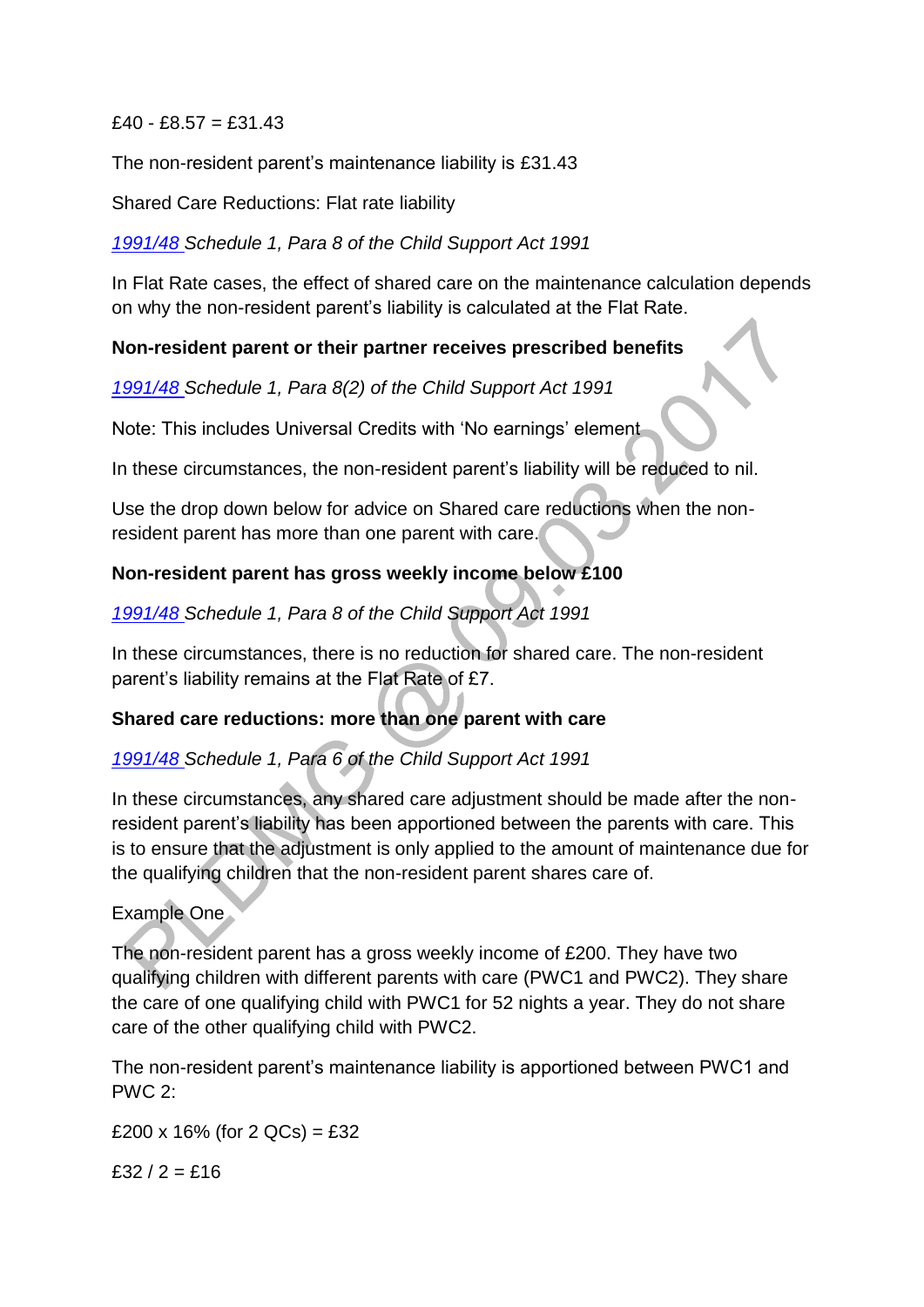£40 - £8.57 = £31.43

The non-resident parent's maintenance liability is £31.43

Shared Care Reductions: Flat rate liability

*1991/48 Schedule 1, Para 8 of the Child Support Act 1991*

In Flat Rate cases, the effect of shared care on the maintenance calculation depends on why the non-resident parent's liability is calculated at the Flat Rate.

**Non-resident parent or their partner receives prescribed benefits**

*1991/48 Schedule 1, Para 8(2) of the Child Support Act 1991*

Note: This includes Universal Credits with 'No earnings' element

In these circumstances, the non-resident parent's liability will be reduced to nil.

Use the drop down below for advice on Shared care reductions when the non-resident parent has more than one parent with care.

**Non-resident parent has gross weekly income below £100**

*1991/48 Schedule 1, Para 8 of the Child Support Act 1991*

In these circumstances, there is no reduction for shared care. The non-resident parent's liability remains at the Flat Rate of £7.

**Shared care reductions: more than one parent with care**

*1991/48 Schedule 1, Para 6 of the Child Support Act 1991*

In these circumstances, any shared care adjustment should be made after the non-resident parent's liability has been apportioned between the parents with care. This is to ensure that the adjustment is only applied to the amount of maintenance due for the qualifying children that the non-resident parent shares care of.

Example One

The non-resident parent has a gross weekly income of £200. They have two qualifying children with different parents with care (PWC1 and PWC2). They share the care of one qualifying child with PWC1 for 52 nights a year. They do not share care of the other qualifying child with PWC2.

The non-resident parent's maintenance liability is apportioned between PWC1 and PWC 2:

£200 x 16% (for 2 QCs) = £32

£32 / 2 = £16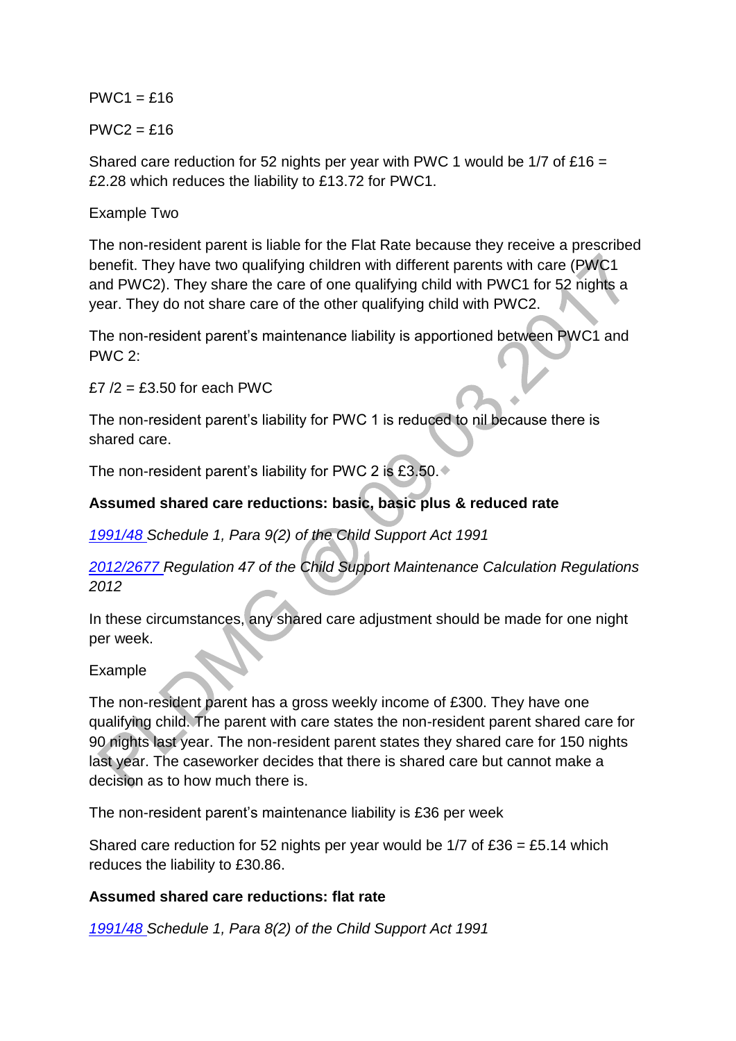PWC1 = £16

PWC2 = £16

Shared care reduction for 52 nights per year with PWC 1 would be 1/7 of £16 = £2.28 which reduces the liability to £13.72 for PWC1.

Example Two

The non-resident parent is liable for the Flat Rate because they receive a prescribed benefit. They have two qualifying children with different parents with care (PWC1 and PWC2). They share the care of one qualifying child with PWC1 for 52 nights a year. They do not share care of the other qualifying child with PWC2.

The non-resident parent's maintenance liability is apportioned between PWC1 and PWC 2:

£7 /2 = £3.50 for each PWC

The non-resident parent's liability for PWC 1 is reduced to nil because there is shared care.

The non-resident parent's liability for PWC 2 is £3.50.

**Assumed shared care reductions: basic, basic plus & reduced rate**

*1991/48 Schedule 1, Para 9(2) of the Child Support Act 1991*

*2012/2677 Regulation 47 of the Child Support Maintenance Calculation Regulations 2012*

In these circumstances, any shared care adjustment should be made for one night per week.

Example

The non-resident parent has a gross weekly income of £300. They have one qualifying child. The parent with care states the non-resident parent shared care for 90 nights last year. The non-resident parent states they shared care for 150 nights last year. The caseworker decides that there is shared care but cannot make a decision as to how much there is.

The non-resident parent's maintenance liability is £36 per week

Shared care reduction for 52 nights per year would be 1/7 of £36 = £5.14 which reduces the liability to £30.86.

**Assumed shared care reductions: flat rate**

*1991/48 Schedule 1, Para 8(2) of the Child Support Act 1991*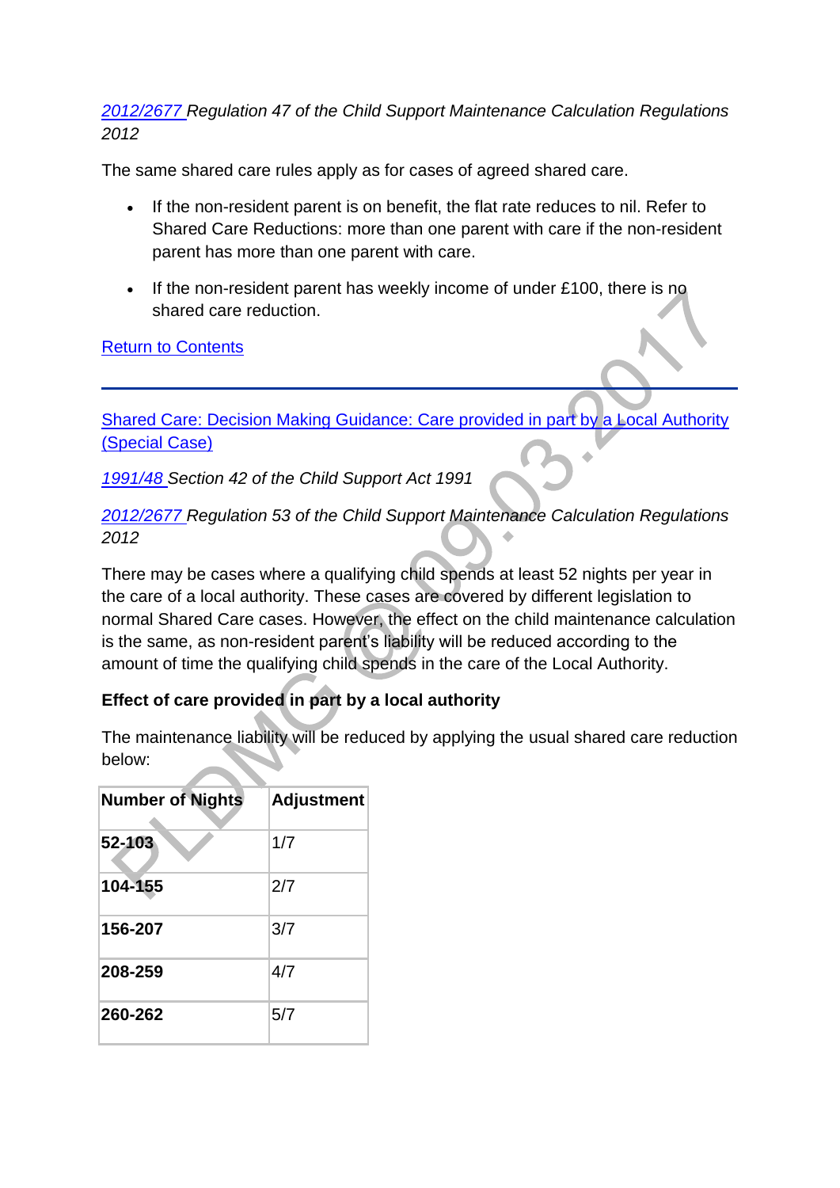*[2012/2677](#) Regulation 47 of the Child Support Maintenance Calculation Regulations 2012*

The same shared care rules apply as for cases of agreed shared care.

- If the non-resident parent is on benefit, the flat rate reduces to nil. Refer to Shared Care Reductions: more than one parent with care if the non-resident parent has more than one parent with care.
- If the non-resident parent has weekly income of under £100, there is no shared care reduction.

[Return to Contents](#)

---

[Shared Care: Decision Making Guidance: Care provided in part by a Local Authority (Special Case)](#)

*[1991/48](#) Section 42 of the Child Support Act 1991*

*[2012/2677](#) Regulation 53 of the Child Support Maintenance Calculation Regulations 2012*

There may be cases where a qualifying child spends at least 52 nights per year in the care of a local authority. These cases are covered by different legislation to normal Shared Care cases. However, the effect on the child maintenance calculation is the same, as non-resident parent's liability will be reduced according to the amount of time the qualifying child spends in the care of the Local Authority.

**Effect of care provided in part by a local authority**

The maintenance liability will be reduced by applying the usual shared care reduction below:

| **Number of Nights** | **Adjustment** |
|---|---|
| **52-103** | 1/7 |
| **104-155** | 2/7 |
| **156-207** | 3/7 |
| **208-259** | 4/7 |
| **260-262** | 5/7 |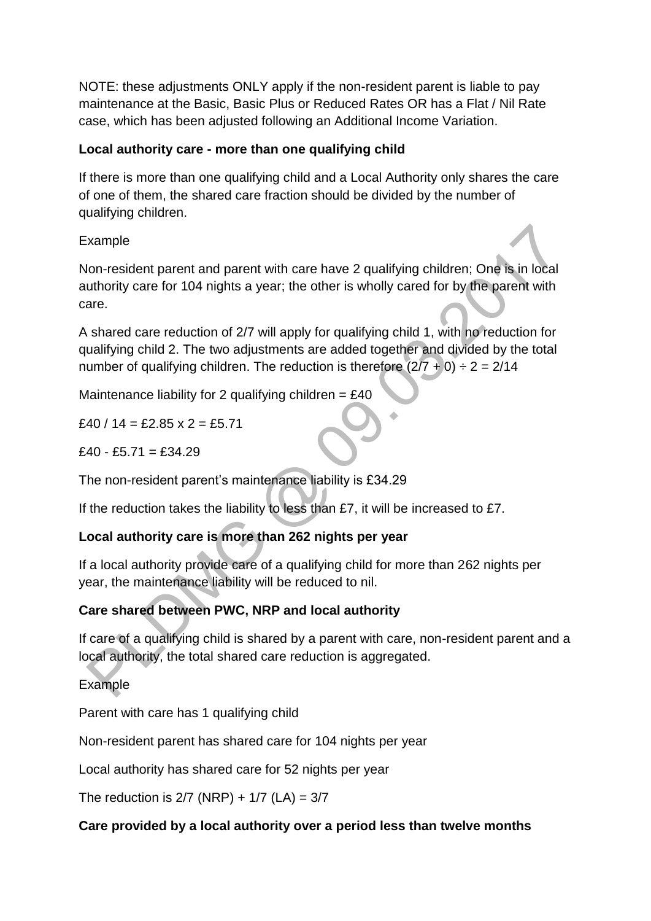NOTE: these adjustments ONLY apply if the non-resident parent is liable to pay maintenance at the Basic, Basic Plus or Reduced Rates OR has a Flat / Nil Rate case, which has been adjusted following an Additional Income Variation.

**Local authority care - more than one qualifying child**

If there is more than one qualifying child and a Local Authority only shares the care of one of them, the shared care fraction should be divided by the number of qualifying children.

Example

Non-resident parent and parent with care have 2 qualifying children; One is in local authority care for 104 nights a year; the other is wholly cared for by the parent with care.

A shared care reduction of 2/7 will apply for qualifying child 1, with no reduction for qualifying child 2. The two adjustments are added together and divided by the total number of qualifying children. The reduction is therefore (2/7 + 0) ÷ 2 = 2/14

Maintenance liability for 2 qualifying children = £40

£40 / 14 = £2.85 x 2 = £5.71

£40 - £5.71 = £34.29

The non-resident parent's maintenance liability is £34.29

If the reduction takes the liability to less than £7, it will be increased to £7.

**Local authority care is more than 262 nights per year**

If a local authority provide care of a qualifying child for more than 262 nights per year, the maintenance liability will be reduced to nil.

**Care shared between PWC, NRP and local authority**

If care of a qualifying child is shared by a parent with care, non-resident parent and a local authority, the total shared care reduction is aggregated.

Example

Parent with care has 1 qualifying child

Non-resident parent has shared care for 104 nights per year

Local authority has shared care for 52 nights per year

The reduction is 2/7 (NRP) + 1/7 (LA) = 3/7

**Care provided by a local authority over a period less than twelve months**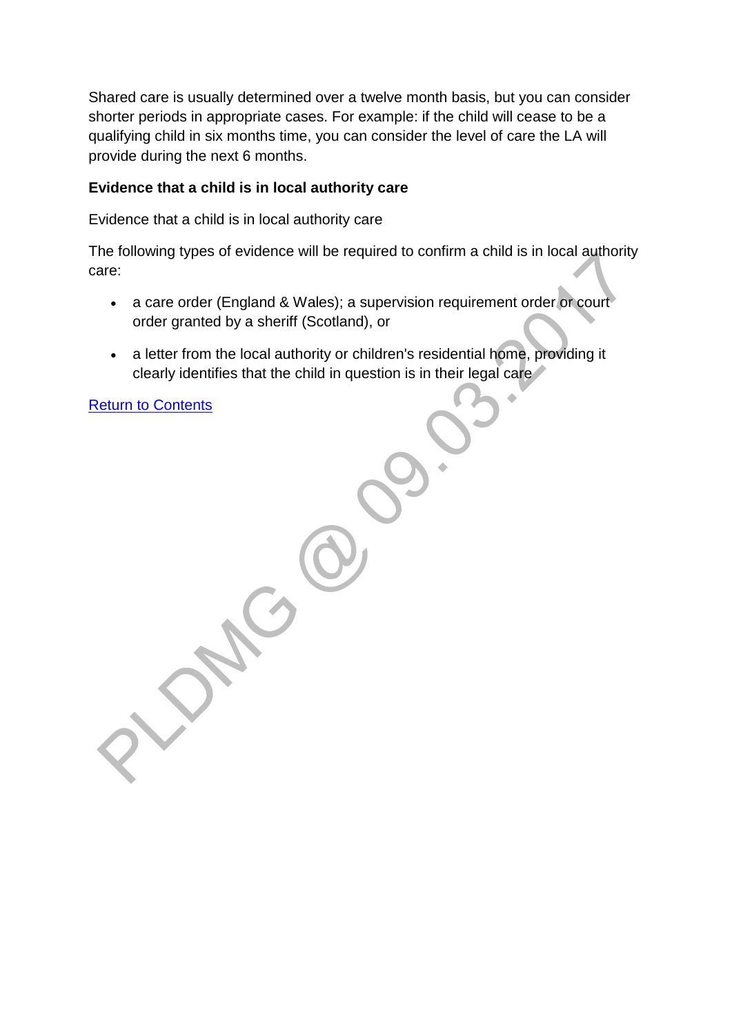Shared care is usually determined over a twelve month basis, but you can consider shorter periods in appropriate cases. For example: if the child will cease to be a qualifying child in six months time, you can consider the level of care the LA will provide during the next 6 months.

**Evidence that a child is in local authority care**

Evidence that a child is in local authority care

The following types of evidence will be required to confirm a child is in local authority care:

- a care order (England & Wales); a supervision requirement order or court order granted by a sheriff (Scotland), or
- a letter from the local authority or children's residential home, providing it clearly identifies that the child in question is in their legal care

Return to Contents